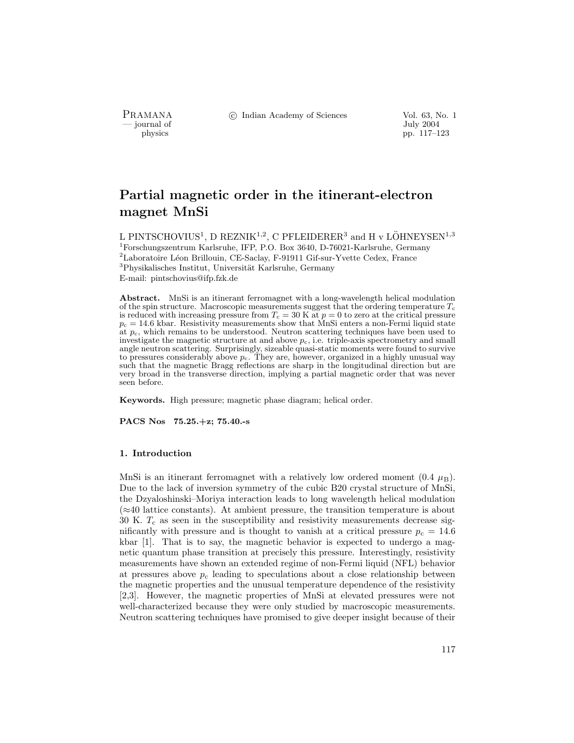# Partial magnetic order in the itinerant-electron magnet MnSi

L PINTSCHOVIUS[1], D REZNIK[1,2], C PFLEIDERER[3] and H v LÖHNEYSEN[1,3]

[1]Forschungszentrum Karlsruhe, IFP, P.O. Box 3640, D-76021-Karlsruhe, Germany
[2]Laboratoire Léon Brillouin, CE-Saclay, F-91911 Gif-sur-Yvette Cedex, France
[3]Physikalisches Institut, Universität Karlsruhe, Germany
E-mail: pintschovius@ifp.fzk.de

**Abstract.** MnSi is an itinerant ferromagnet with a long-wavelength helical modulation of the spin structure. Macroscopic measurements suggest that the ordering temperature $T_c$ is reduced with increasing pressure from $T_c = 30$ K at $p = 0$ to zero at the critical pressure $p_c = 14.6$ kbar. Resistivity measurements show that MnSi enters a non-Fermi liquid state at $p_c$, which remains to be understood. Neutron scattering techniques have been used to investigate the magnetic structure at and above $p_c$, i.e. triple-axis spectrometry and small angle neutron scattering. Surprisingly, sizeable quasi-static moments were found to survive to pressures considerably above $p_c$. They are, however, organized in a highly unusual way such that the magnetic Bragg reflections are sharp in the longitudinal direction but are very broad in the transverse direction, implying a partial magnetic order that was never seen before.

**Keywords.** High pressure; magnetic phase diagram; helical order.

**PACS Nos** 75.25.+z; 75.40.-s

## 1. Introduction

MnSi is an itinerant ferromagnet with a relatively low ordered moment (0.4 $\mu_B$). Due to the lack of inversion symmetry of the cubic B20 crystal structure of MnSi, the Dzyaloshinski–Moriya interaction leads to long wavelength helical modulation ($\approx$40 lattice constants). At ambient pressure, the transition temperature is about 30 K. $T_c$ as seen in the susceptibility and resistivity measurements decrease significantly with pressure and is thought to vanish at a critical pressure $p_c = 14.6$ kbar [1]. That is to say, the magnetic behavior is expected to undergo a magnetic quantum phase transition at precisely this pressure. Interestingly, resistivity measurements have shown an extended regime of non-Fermi liquid (NFL) behavior at pressures above $p_c$ leading to speculations about a close relationship between the magnetic properties and the unusual temperature dependence of the resistivity [2,3]. However, the magnetic properties of MnSi at elevated pressures were not well-characterized because they were only studied by macroscopic measurements. Neutron scattering techniques have promised to give deeper insight because of their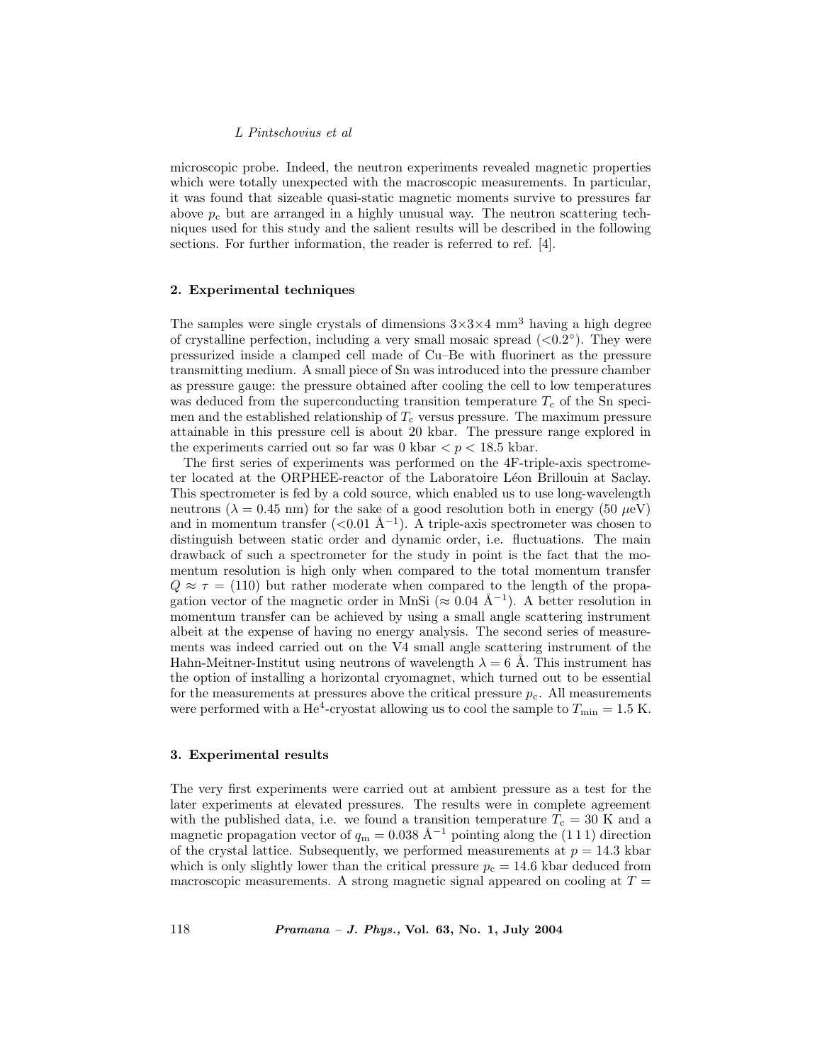microscopic probe. Indeed, the neutron experiments revealed magnetic properties which were totally unexpected with the macroscopic measurements. In particular, it was found that sizeable quasi-static magnetic moments survive to pressures far above $p_c$ but are arranged in a highly unusual way. The neutron scattering techniques used for this study and the salient results will be described in the following sections. For further information, the reader is referred to ref. [4].

## 2. Experimental techniques

The samples were single crystals of dimensions $3\times3\times4$ mm$^3$ having a high degree of crystalline perfection, including a very small mosaic spread ($<0.2^\circ$). They were pressurized inside a clamped cell made of Cu–Be with fluorinert as the pressure transmitting medium. A small piece of Sn was introduced into the pressure chamber as pressure gauge: the pressure obtained after cooling the cell to low temperatures was deduced from the superconducting transition temperature $T_c$ of the Sn specimen and the established relationship of $T_c$ versus pressure. The maximum pressure attainable in this pressure cell is about 20 kbar. The pressure range explored in the experiments carried out so far was 0 kbar $< p <$ 18.5 kbar.

The first series of experiments was performed on the 4F-triple-axis spectrometer located at the ORPHEE-reactor of the Laboratoire Léon Brillouin at Saclay. This spectrometer is fed by a cold source, which enabled us to use long-wavelength neutrons ($\lambda = 0.45$ nm) for the sake of a good resolution both in energy (50 $\mu$eV) and in momentum transfer ($<0.01$ Å$^{-1}$). A triple-axis spectrometer was chosen to distinguish between static order and dynamic order, i.e. fluctuations. The main drawback of such a spectrometer for the study in point is the fact that the momentum resolution is high only when compared to the total momentum transfer $Q \approx \tau = (110)$ but rather moderate when compared to the length of the propagation vector of the magnetic order in MnSi ($\approx 0.04$ Å$^{-1}$). A better resolution in momentum transfer can be achieved by using a small angle scattering instrument albeit at the expense of having no energy analysis. The second series of measurements was indeed carried out on the V4 small angle scattering instrument of the Hahn-Meitner-Institut using neutrons of wavelength $\lambda = 6$ Å. This instrument has the option of installing a horizontal cryomagnet, which turned out to be essential for the measurements at pressures above the critical pressure $p_c$. All measurements were performed with a He$^4$-cryostat allowing us to cool the sample to $T_{\min} = 1.5$ K.

## 3. Experimental results

The very first experiments were carried out at ambient pressure as a test for the later experiments at elevated pressures. The results were in complete agreement with the published data, i.e. we found a transition temperature $T_c = 30$ K and a magnetic propagation vector of $q_m = 0.038$ Å$^{-1}$ pointing along the (1 1 1) direction of the crystal lattice. Subsequently, we performed measurements at $p = 14.3$ kbar which is only slightly lower than the critical pressure $p_c = 14.6$ kbar deduced from macroscopic measurements. A strong magnetic signal appeared on cooling at $T =$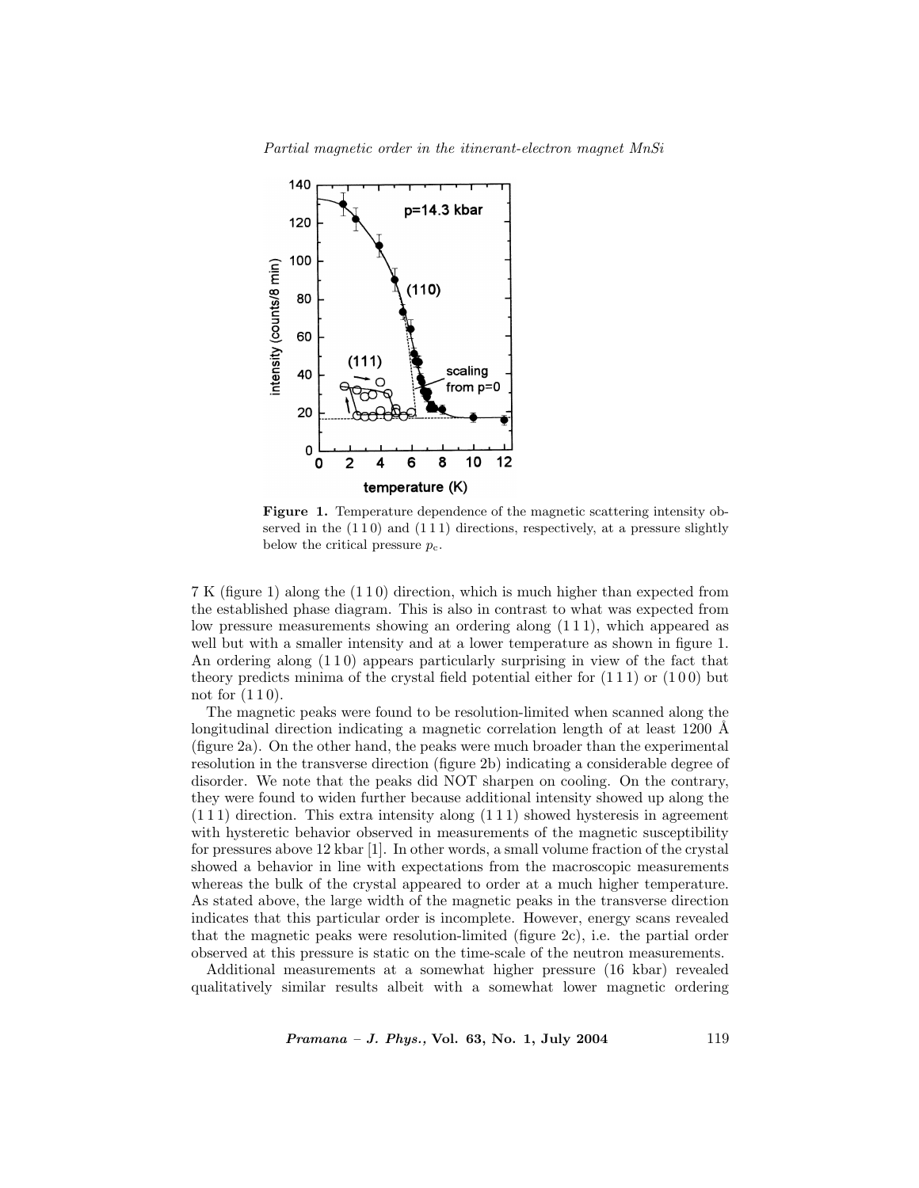p=14.3 kbar

intensity (counts/8 min)

140
120
100
80
60
40
20
0

(110)

(111)

scaling
from p=0

0 2 4 6 8 10 12

temperature (K)

**Figure 1.** Temperature dependence of the magnetic scattering intensity observed in the (1 1 0) and (1 1 1) directions, respectively, at a pressure slightly below the critical pressure $p_c$.

7 K (figure 1) along the (1 1 0) direction, which is much higher than expected from the established phase diagram. This is also in contrast to what was expected from low pressure measurements showing an ordering along (1 1 1), which appeared as well but with a smaller intensity and at a lower temperature as shown in figure 1. An ordering along (1 1 0) appears particularly surprising in view of the fact that theory predicts minima of the crystal field potential either for (1 1 1) or (1 0 0) but not for (1 1 0).

The magnetic peaks were found to be resolution-limited when scanned along the longitudinal direction indicating a magnetic correlation length of at least 1200 Å (figure 2a). On the other hand, the peaks were much broader than the experimental resolution in the transverse direction (figure 2b) indicating a considerable degree of disorder. We note that the peaks did NOT sharpen on cooling. On the contrary, they were found to widen further because additional intensity showed up along the (1 1 1) direction. This extra intensity along (1 1 1) showed hysteresis in agreement with hysteretic behavior observed in measurements of the magnetic susceptibility for pressures above 12 kbar [1]. In other words, a small volume fraction of the crystal showed a behavior in line with expectations from the macroscopic measurements whereas the bulk of the crystal appeared to order at a much higher temperature. As stated above, the large width of the magnetic peaks in the transverse direction indicates that this particular order is incomplete. However, energy scans revealed that the magnetic peaks were resolution-limited (figure 2c), i.e. the partial order observed at this pressure is static on the time-scale of the neutron measurements.

Additional measurements at a somewhat higher pressure (16 kbar) revealed qualitatively similar results albeit with a somewhat lower magnetic ordering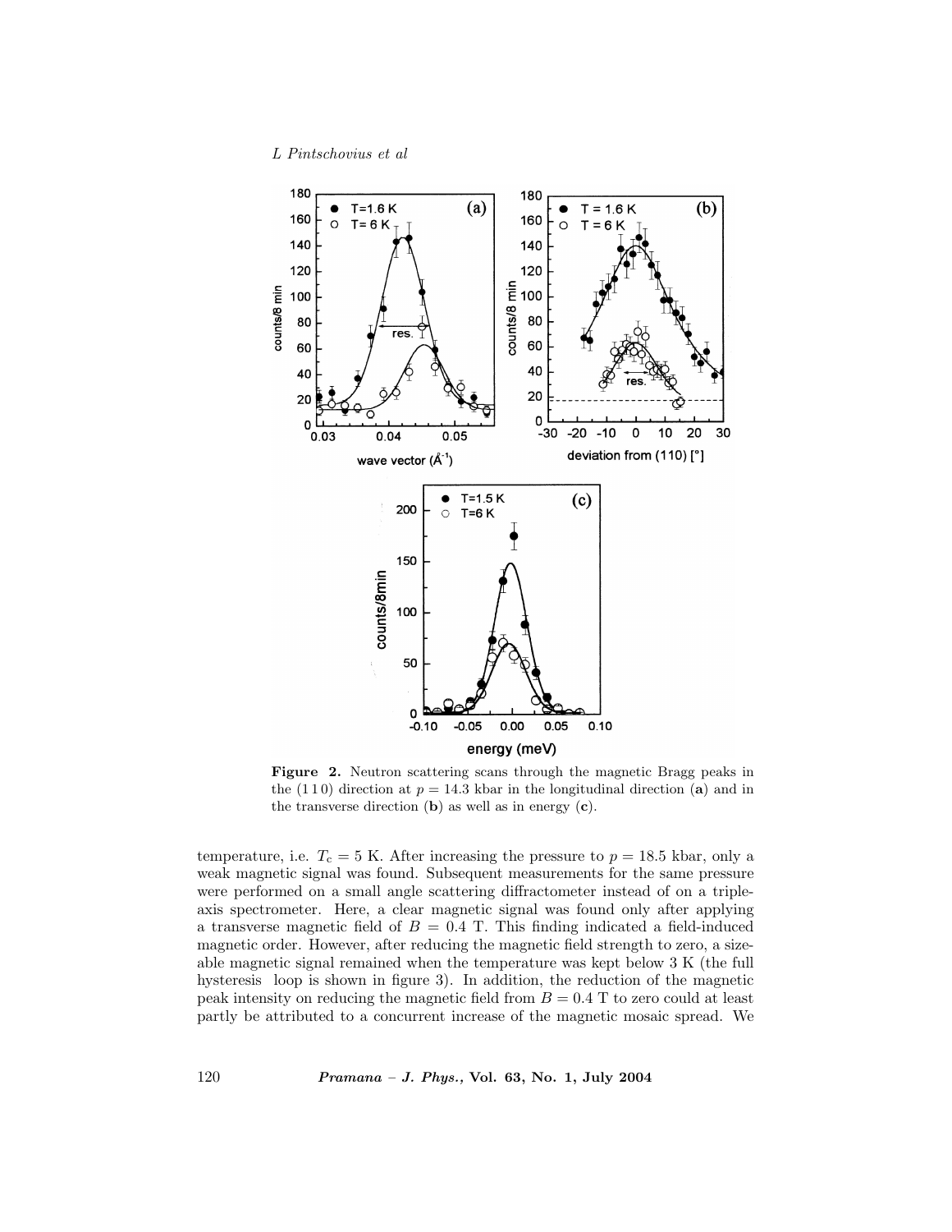180
160
140
120
100
80
60
40
20
0

● T=1.6 K
○ T=6 K

(a)

res.

counts/8 min

0.03 0.04 0.05

wave vector (Å$^{-1}$)

180
160
140
120
100
80
60
40
20
0

● T = 1.6 K
○ T = 6 K

(b)

res.

counts/8 min

-30 -20 -10 0 10 20 30

deviation from (110) [°]

200
150
100
50
0

● T=1.5 K
○ T=6 K

(c)

counts/8min

-0.10 -0.05 0.00 0.05 0.10

energy (meV)

**Figure 2.** Neutron scattering scans through the magnetic Bragg peaks in the (1 1 0) direction at $p = 14.3$ kbar in the longitudinal direction (**a**) and in the transverse direction (**b**) as well as in energy (**c**).

temperature, i.e. $T_c = 5$ K. After increasing the pressure to $p = 18.5$ kbar, only a weak magnetic signal was found. Subsequent measurements for the same pressure were performed on a small angle scattering diffractometer instead of on a triple-axis spectrometer. Here, a clear magnetic signal was found only after applying a transverse magnetic field of $B = 0.4$ T. This finding indicated a field-induced magnetic order. However, after reducing the magnetic field strength to zero, a sizeable magnetic signal remained when the temperature was kept below 3 K (the full hysteresis loop is shown in figure 3). In addition, the reduction of the magnetic peak intensity on reducing the magnetic field from $B = 0.4$ T to zero could at least partly be attributed to a concurrent increase of the magnetic mosaic spread. We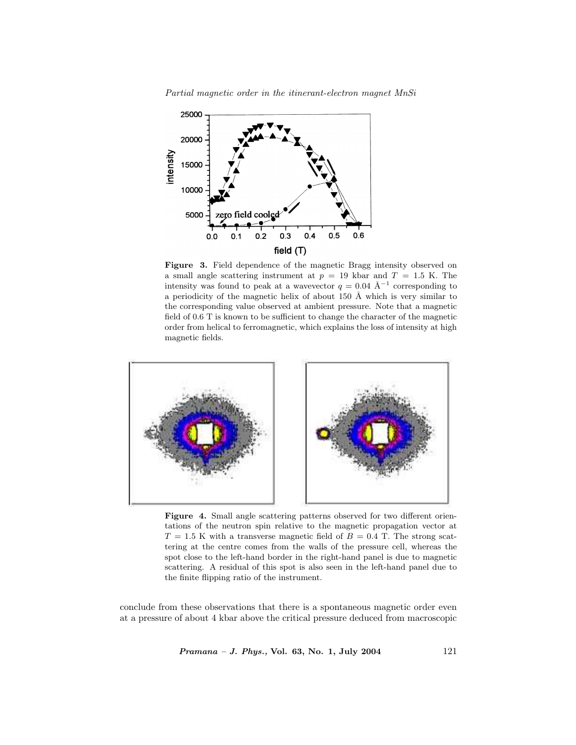25000

20000

15000

10000

5000

intensity

zero field cooled

0.0 0.1 0.2 0.3 0.4 0.5 0.6

field (T)

**Figure 3.** Field dependence of the magnetic Bragg intensity observed on a small angle scattering instrument at $p = 19$ kbar and $T = 1.5$ K. The intensity was found to peak at a wavevector $q = 0.04$ Å$^{-1}$ corresponding to a periodicity of the magnetic helix of about 150 Å which is very similar to the corresponding value observed at ambient pressure. Note that a magnetic field of 0.6 T is known to be sufficient to change the character of the magnetic order from helical to ferromagnetic, which explains the loss of intensity at high magnetic fields.

**Figure 4.** Small angle scattering patterns observed for two different orientations of the neutron spin relative to the magnetic propagation vector at $T = 1.5$ K with a transverse magnetic field of $B = 0.4$ T. The strong scattering at the centre comes from the walls of the pressure cell, whereas the spot close to the left-hand border in the right-hand panel is due to magnetic scattering. A residual of this spot is also seen in the left-hand panel due to the finite flipping ratio of the instrument.

conclude from these observations that there is a spontaneous magnetic order even at a pressure of about 4 kbar above the critical pressure deduced from macroscopic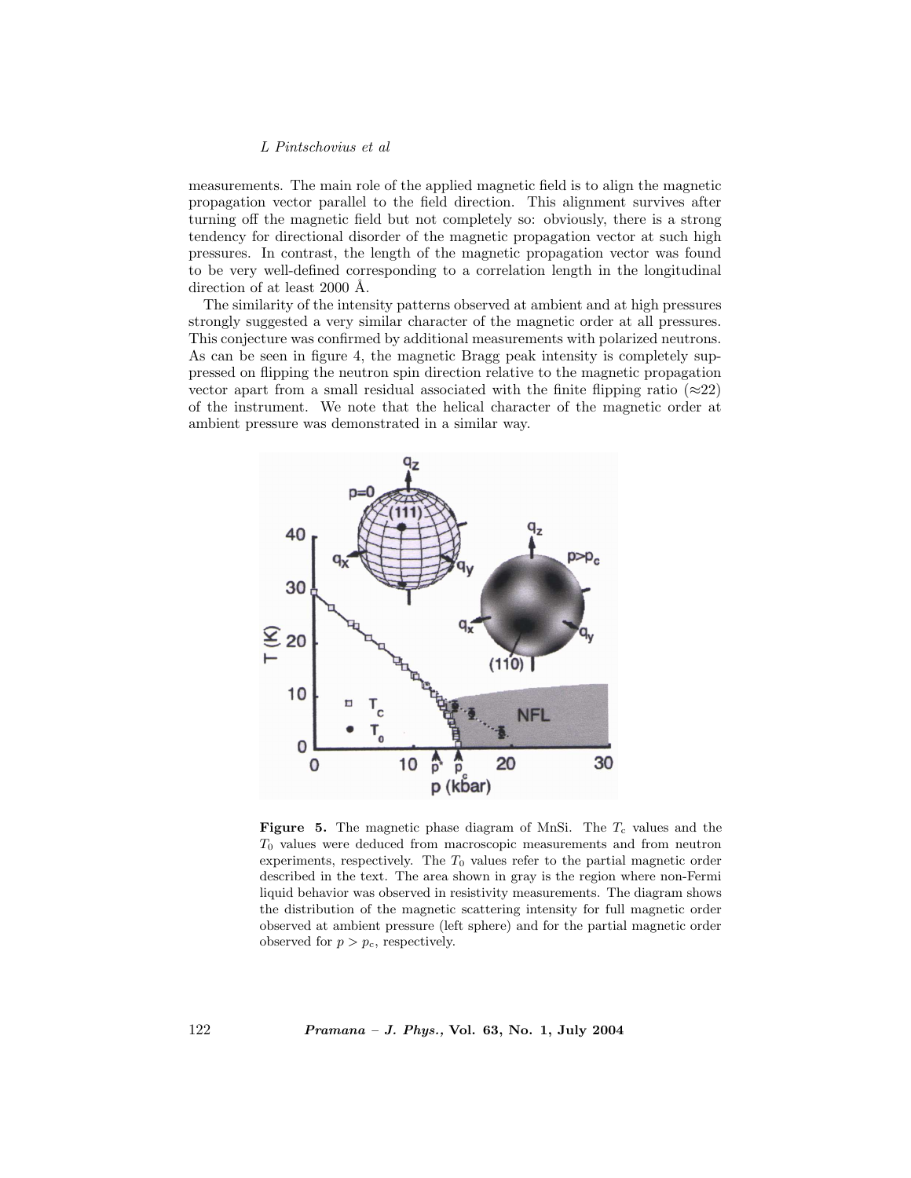measurements. The main role of the applied magnetic field is to align the magnetic propagation vector parallel to the field direction. This alignment survives after turning off the magnetic field but not completely so: obviously, there is a strong tendency for directional disorder of the magnetic propagation vector at such high pressures. In contrast, the length of the magnetic propagation vector was found to be very well-defined corresponding to a correlation length in the longitudinal direction of at least 2000 Å.

The similarity of the intensity patterns observed at ambient and at high pressures strongly suggested a very similar character of the magnetic order at all pressures. This conjecture was confirmed by additional measurements with polarized neutrons. As can be seen in figure 4, the magnetic Bragg peak intensity is completely suppressed on flipping the neutron spin direction relative to the magnetic propagation vector apart from a small residual associated with the finite flipping ratio (≈22) of the instrument. We note that the helical character of the magnetic order at ambient pressure was demonstrated in a similar way.

$q_z$

$p=0$

(111)

$q_x$

$q_y$

$q_z$

$p>p_c$

$q_x$

$q_y$

(110)

NFL

$T_c$

$T_0$

T (K)

0
10
20
30
40

p (kbar)

0
10
$p^*$
$p_c$
20
30

**Figure 5.** The magnetic phase diagram of MnSi. The $T_c$ values and the $T_0$ values were deduced from macroscopic measurements and from neutron experiments, respectively. The $T_0$ values refer to the partial magnetic order described in the text. The area shown in gray is the region where non-Fermi liquid behavior was observed in resistivity measurements. The diagram shows the distribution of the magnetic scattering intensity for full magnetic order observed at ambient pressure (left sphere) and for the partial magnetic order observed for $p > p_c$, respectively.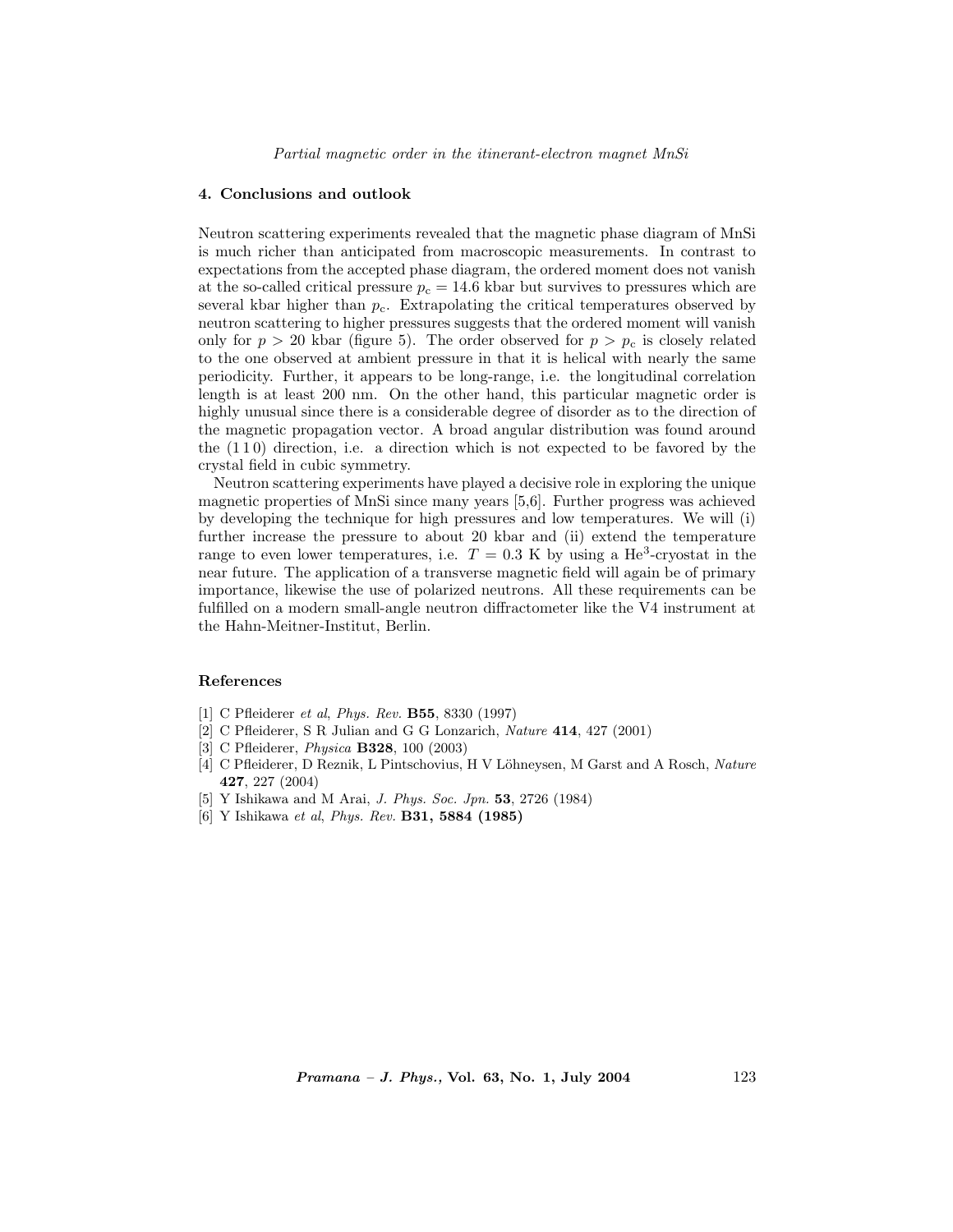## 4. Conclusions and outlook

Neutron scattering experiments revealed that the magnetic phase diagram of MnSi is much richer than anticipated from macroscopic measurements. In contrast to expectations from the accepted phase diagram, the ordered moment does not vanish at the so-called critical pressure $p_c = 14.6$ kbar but survives to pressures which are several kbar higher than $p_c$. Extrapolating the critical temperatures observed by neutron scattering to higher pressures suggests that the ordered moment will vanish only for $p > 20$ kbar (figure 5). The order observed for $p > p_c$ is closely related to the one observed at ambient pressure in that it is helical with nearly the same periodicity. Further, it appears to be long-range, i.e. the longitudinal correlation length is at least 200 nm. On the other hand, this particular magnetic order is highly unusual since there is a considerable degree of disorder as to the direction of the magnetic propagation vector. A broad angular distribution was found around the (1 1 0) direction, i.e. a direction which is not expected to be favored by the crystal field in cubic symmetry.

Neutron scattering experiments have played a decisive role in exploring the unique magnetic properties of MnSi since many years [5,6]. Further progress was achieved by developing the technique for high pressures and low temperatures. We will (i) further increase the pressure to about 20 kbar and (ii) extend the temperature range to even lower temperatures, i.e. $T = 0.3$ K by using a $He^3$-cryostat in the near future. The application of a transverse magnetic field will again be of primary importance, likewise the use of polarized neutrons. All these requirements can be fulfilled on a modern small-angle neutron diffractometer like the V4 instrument at the Hahn-Meitner-Institut, Berlin.

## References

[1] C Pfleiderer *et al*, *Phys. Rev.* **B55**, 8330 (1997)

[2] C Pfleiderer, S R Julian and G G Lonzarich, *Nature* **414**, 427 (2001)

[3] C Pfleiderer, *Physica* **B328**, 100 (2003)

[4] C Pfleiderer, D Reznik, L Pintschovius, H V Löhneysen, M Garst and A Rosch, *Nature* **427**, 227 (2004)

[5] Y Ishikawa and M Arai, *J. Phys. Soc. Jpn.* **53**, 2726 (1984)

[6] Y Ishikawa *et al*, *Phys. Rev.* **B31, 5884 (1985)**